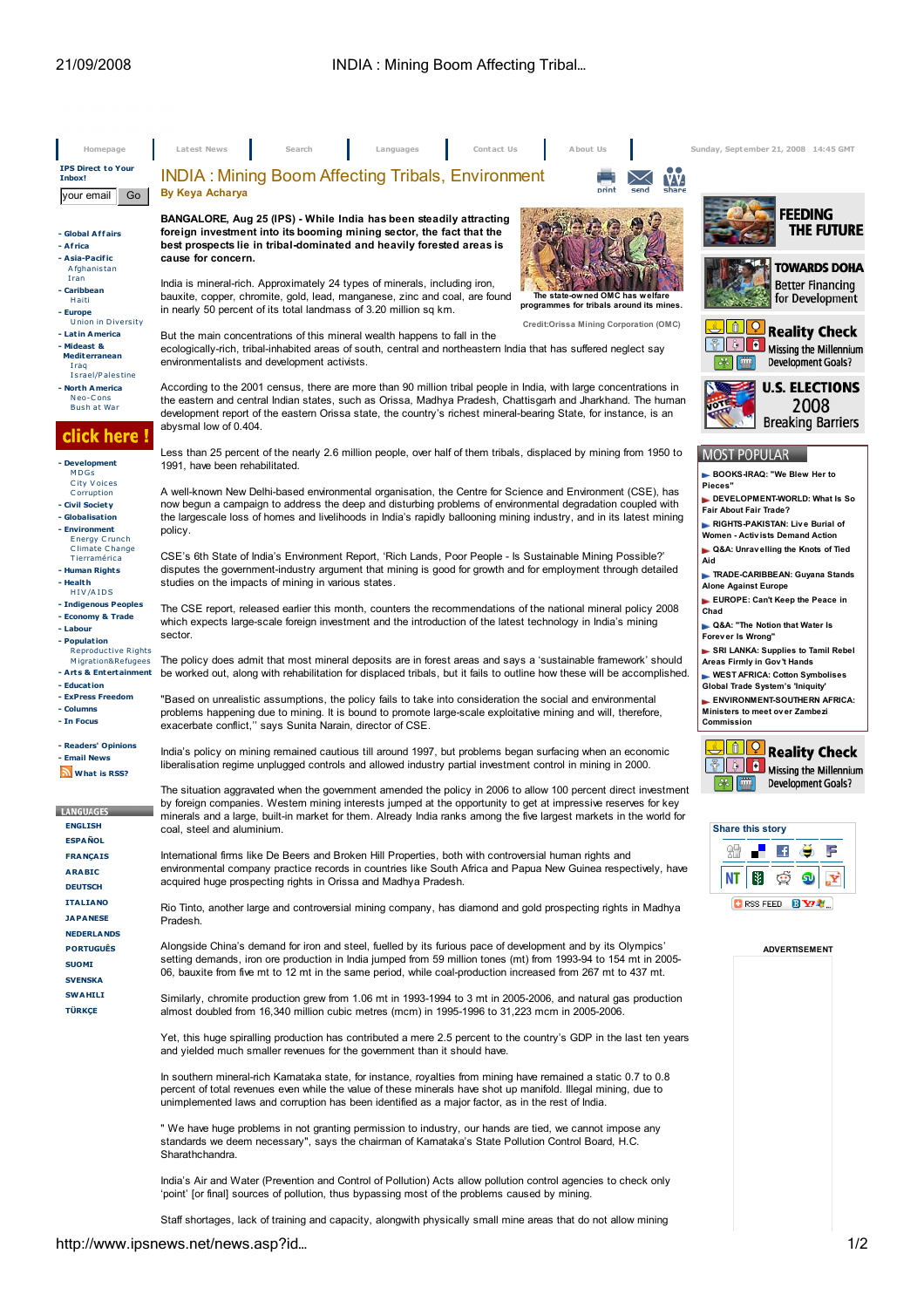# INDIA : Mining Boom Affecting Tribals, Environment

**By Keya Acharya**

**BANGALORE, Aug 25 (IPS) - While India has been steadily attracting foreign investment into its booming mining sector, the fact that the best prospects lie in tribal-dominated and heavily forested areas is cause for concern.**

The state-owned OMC has welfare programmes for tribals around its mines.

Credit:Orissa Mining Corporation (OMC)

India is mineral-rich. Approximately 24 types of minerals, including iron, bauxite, copper, chromite, gold, lead, manganese, zinc and coal, are found in nearly 50 percent of its total landmass of 3.20 million sq km.

But the main concentrations of this mineral wealth happens to fall in the ecologically-rich, tribal-inhabited areas of south, central and northeastern India that has suffered neglect say environmentalists and development activists.

According to the 2001 census, there are more than 90 million tribal people in India, with large concentrations in the eastern and central Indian states, such as Orissa, Madhya Pradesh, Chattisgarh and Jharkhand. The human development report of the eastern Orissa state, the country's richest mineral-bearing State, for instance, is an abysmal low of 0.404.

Less than 25 percent of the nearly 2.6 million people, over half of them tribals, displaced by mining from 1950 to 1991, have been rehabilitated.

A well-known New Delhi-based environmental organisation, the Centre for Science and Environment (CSE), has now begun a campaign to address the deep and disturbing problems of environmental degradation coupled with the largescale loss of homes and livelihoods in India's rapidly ballooning mining industry, and in its latest mining policy.

CSE's 6th State of India's Environment Report, 'Rich Lands, Poor People - Is Sustainable Mining Possible?' disputes the government-industry argument that mining is good for growth and for employment through detailed studies on the impacts of mining in various states.

The CSE report, released earlier this month, counters the recommendations of the national mineral policy 2008 which expects large-scale foreign investment and the introduction of the latest technology in India's mining sector.

The policy does admit that most mineral deposits are in forest areas and says a 'sustainable framework' should be worked out, along with rehabilitation for displaced tribals, but it fails to outline how these will be accomplished.

"Based on unrealistic assumptions, the policy fails to take into consideration the social and environmental problems happening due to mining. It is bound to promote large-scale exploitative mining and will, therefore, exacerbate conflict,'' says Sunita Narain, director of CSE.

India's policy on mining remained cautious till around 1997, but problems began surfacing when an economic liberalisation regime unplugged controls and allowed industry partial investment control in mining in 2000.

The situation aggravated when the government amended the policy in 2006 to allow 100 percent direct investment by foreign companies. Western mining interests jumped at the opportunity to get at impressive reserves for key minerals and a large, built-in market for them. Already India ranks among the five largest markets in the world for coal, steel and aluminium.

International firms like De Beers and Broken Hill Properties, both with controversial human rights and environmental company practice records in countries like South Africa and Papua New Guinea respectively, have acquired huge prospecting rights in Orissa and Madhya Pradesh.

Rio Tinto, another large and controversial mining company, has diamond and gold prospecting rights in Madhya Pradesh.

Alongside China's demand for iron and steel, fuelled by its furious pace of development and by its Olympics' setting demands, iron ore production in India jumped from 59 million tonnes (mt) from 1993-94 to 154 mt in 2005-06, bauxite from five mt to 12 mt in the same period, while coal-production increased from 267 mt to 437 mt.

Similarly, chromite production grew from 1.06 mt in 1993-1994 to 3 mt in 2005-2006, and natural gas production almost doubled from 16,340 million cubic metres (mcm) in 1995-1996 to 31,223 mcm in 2005-2006.

Yet, this huge spiralling production has contributed a mere 2.5 percent to the country's GDP in the last ten years and yielded much smaller revenues for the government than it should have.

In southern mineral-rich Karnataka state, for instance, royalties from mining have remained a static 0.7 to 0.8 percent of total revenues even while the value of these minerals have shot up manifold. Illegal mining, due to unimplemented laws and corruption has been identified as a major factor, as in the rest of India.

" We have huge problems in not granting permission to industry, our hands are tied, we cannot impose any standards we deem necessary", says the chairman of Karnataka's State Pollution Control Board, H.C. Sharathchandra.

India's Air and Water (Prevention and Control of Pollution) Acts allow pollution control agencies to check only 'point' [or final] sources of pollution, thus bypassing most of the problems caused by mining.

Staff shortages, lack of training and capacity, alongwith physically small mine areas that do not allow mining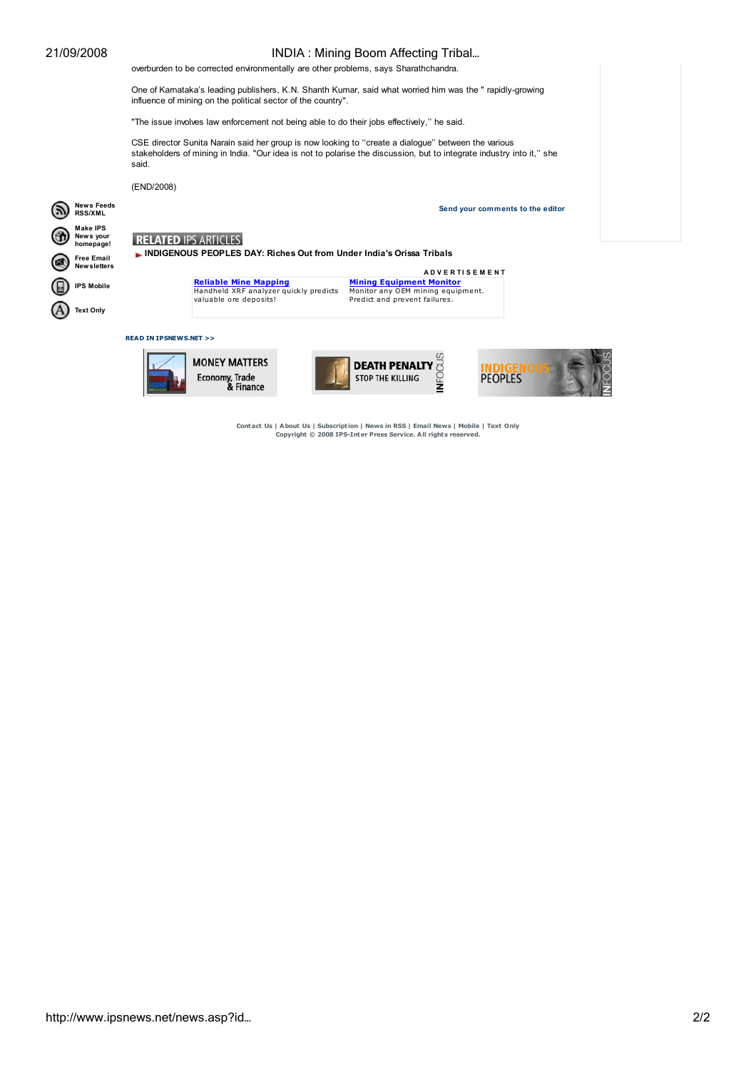overburden to be corrected environmentally are other problems, says Sharathchandra.

One of Karnataka's leading publishers, K.N. Shanth Kumar, said what worried him was the " rapidly-growing influence of mining on the political sector of the country".

"The issue involves law enforcement not being able to do their jobs effectively," he said.

CSE director Sunita Narain said her group is now looking to "create a dialogue" between the various stakeholders of mining in India. "Our idea is not to polarise the discussion, but to integrate industry into it," she said.

(END/2008)

News Feeds RSS/XML

Make IPS News your homepage!

Free Email Newsletters

IPS Mobile

Text Only

Send your comments to the editor

**RELATED IPS ARTICLES**

- **INDIGENOUS PEOPLES DAY: Riches Out from Under India's Orissa Tribals**

ADVERTISEMENT

**Reliable Mine Mapping**
Handheld XRF analyzer quickly predicts valuable ore deposits!

**Mining Equipment Monitor**
Monitor any OEM mining equipment. Predict and prevent failures.

READ IN IPSNEWS.NET >>

MONEY MATTERS Economy, Trade & Finance

DEATH PENALTY STOP THE KILLING INFOCUS

INDIGENOUS PEOPLES INFOCUS

Contact Us | About Us | Subscription | News in RSS | Email News | Mobile | Text Only
Copyright © 2008 IPS-Inter Press Service. All rights reserved.